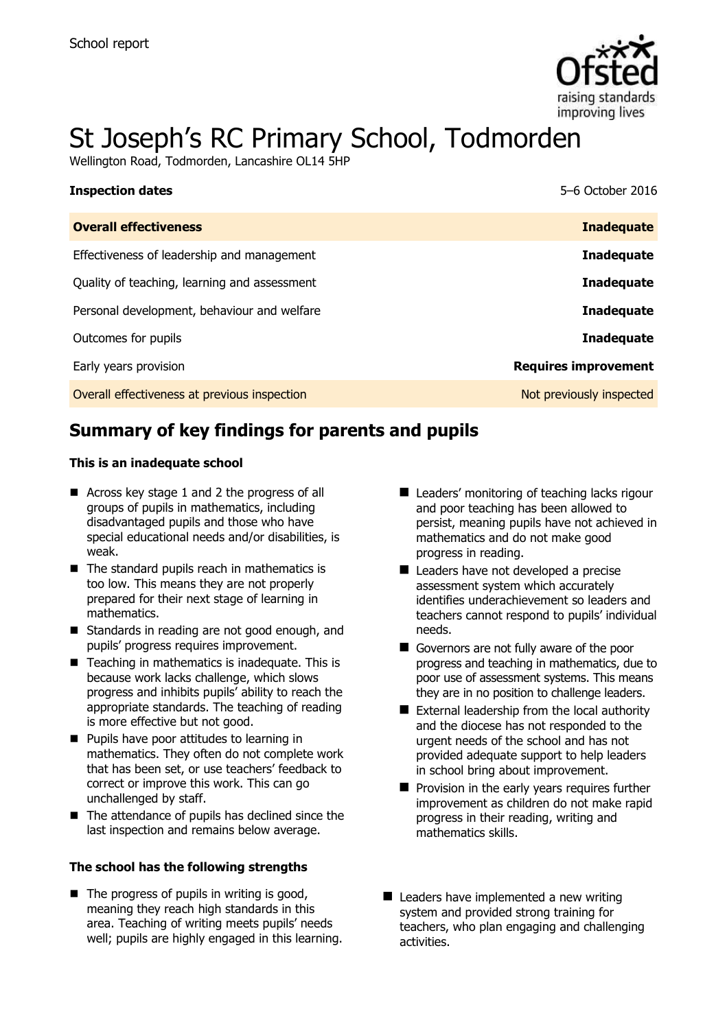School report

# St Joseph's RC Primary School, Todmorden

Wellington Road, Todmorden, Lancashire OL14 5HP

| **Inspection dates** | 5–6 October 2016 |
| --- | --- |
| **Overall effectiveness** | **Inadequate** |
| Effectiveness of leadership and management | **Inadequate** |
| Quality of teaching, learning and assessment | **Inadequate** |
| Personal development, behaviour and welfare | **Inadequate** |
| Outcomes for pupils | **Inadequate** |
| Early years provision | **Requires improvement** |
| Overall effectiveness at previous inspection | Not previously inspected |

## Summary of key findings for parents and pupils

**This is an inadequate school**

- Across key stage 1 and 2 the progress of all groups of pupils in mathematics, including disadvantaged pupils and those who have special educational needs and/or disabilities, is weak.
- The standard pupils reach in mathematics is too low. This means they are not properly prepared for their next stage of learning in mathematics.
- Standards in reading are not good enough, and pupils' progress requires improvement.
- Teaching in mathematics is inadequate. This is because work lacks challenge, which slows progress and inhibits pupils' ability to reach the appropriate standards. The teaching of reading is more effective but not good.
- Pupils have poor attitudes to learning in mathematics. They often do not complete work that has been set, or use teachers' feedback to correct or improve this work. This can go unchallenged by staff.
- The attendance of pupils has declined since the last inspection and remains below average.
- Leaders' monitoring of teaching lacks rigour and poor teaching has been allowed to persist, meaning pupils have not achieved in mathematics and do not make good progress in reading.
- Leaders have not developed a precise assessment system which accurately identifies underachievement so leaders and teachers cannot respond to pupils' individual needs.
- Governors are not fully aware of the poor progress and teaching in mathematics, due to poor use of assessment systems. This means they are in no position to challenge leaders.
- External leadership from the local authority and the diocese has not responded to the urgent needs of the school and has not provided adequate support to help leaders in school bring about improvement.
- Provision in the early years requires further improvement as children do not make rapid progress in their reading, writing and mathematics skills.

**The school has the following strengths**

- The progress of pupils in writing is good, meaning they reach high standards in this area. Teaching of writing meets pupils' needs well; pupils are highly engaged in this learning.
- Leaders have implemented a new writing system and provided strong training for teachers, who plan engaging and challenging activities.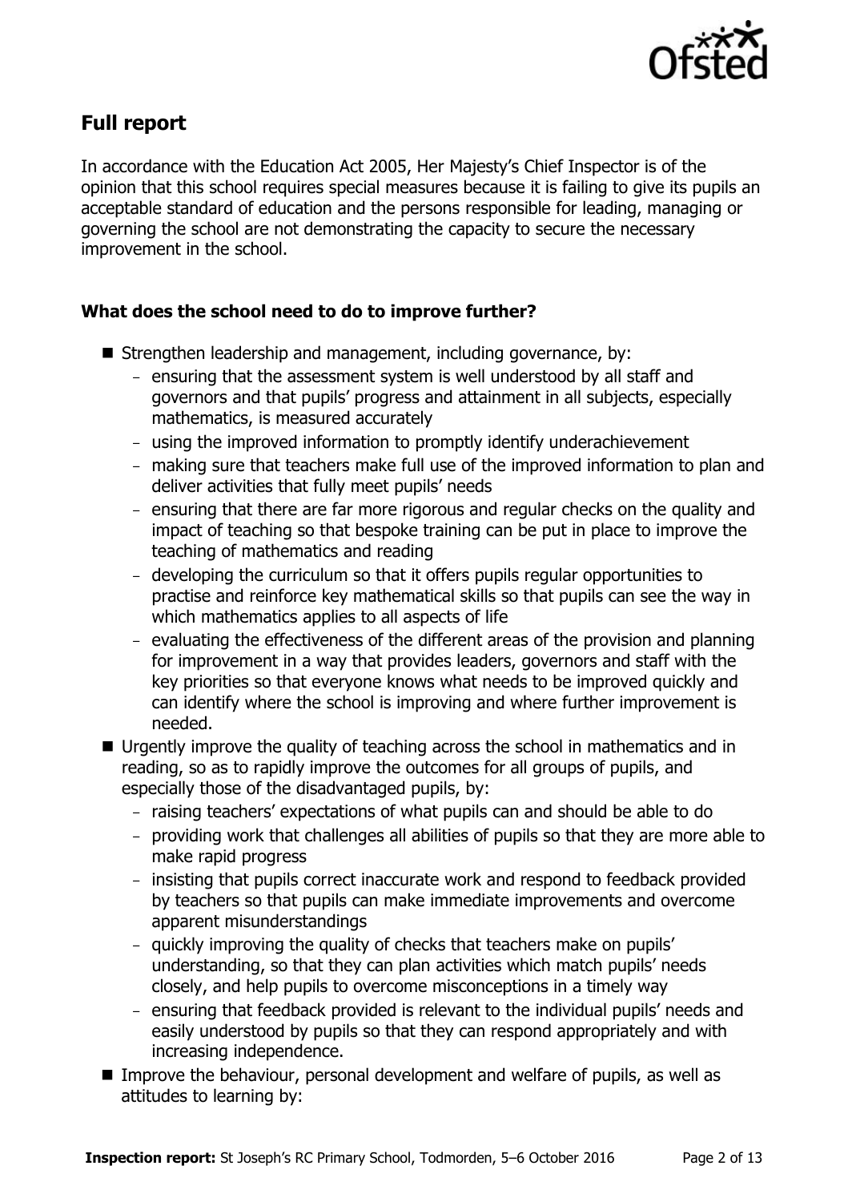## Full report

In accordance with the Education Act 2005, Her Majesty's Chief Inspector is of the opinion that this school requires special measures because it is failing to give its pupils an acceptable standard of education and the persons responsible for leading, managing or governing the school are not demonstrating the capacity to secure the necessary improvement in the school.

### What does the school need to do to improve further?

- Strengthen leadership and management, including governance, by:
  - ensuring that the assessment system is well understood by all staff and governors and that pupils' progress and attainment in all subjects, especially mathematics, is measured accurately
  - using the improved information to promptly identify underachievement
  - making sure that teachers make full use of the improved information to plan and deliver activities that fully meet pupils' needs
  - ensuring that there are far more rigorous and regular checks on the quality and impact of teaching so that bespoke training can be put in place to improve the teaching of mathematics and reading
  - developing the curriculum so that it offers pupils regular opportunities to practise and reinforce key mathematical skills so that pupils can see the way in which mathematics applies to all aspects of life
  - evaluating the effectiveness of the different areas of the provision and planning for improvement in a way that provides leaders, governors and staff with the key priorities so that everyone knows what needs to be improved quickly and can identify where the school is improving and where further improvement is needed.
- Urgently improve the quality of teaching across the school in mathematics and in reading, so as to rapidly improve the outcomes for all groups of pupils, and especially those of the disadvantaged pupils, by:
  - raising teachers' expectations of what pupils can and should be able to do
  - providing work that challenges all abilities of pupils so that they are more able to make rapid progress
  - insisting that pupils correct inaccurate work and respond to feedback provided by teachers so that pupils can make immediate improvements and overcome apparent misunderstandings
  - quickly improving the quality of checks that teachers make on pupils' understanding, so that they can plan activities which match pupils' needs closely, and help pupils to overcome misconceptions in a timely way
  - ensuring that feedback provided is relevant to the individual pupils' needs and easily understood by pupils so that they can respond appropriately and with increasing independence.
- Improve the behaviour, personal development and welfare of pupils, as well as attitudes to learning by: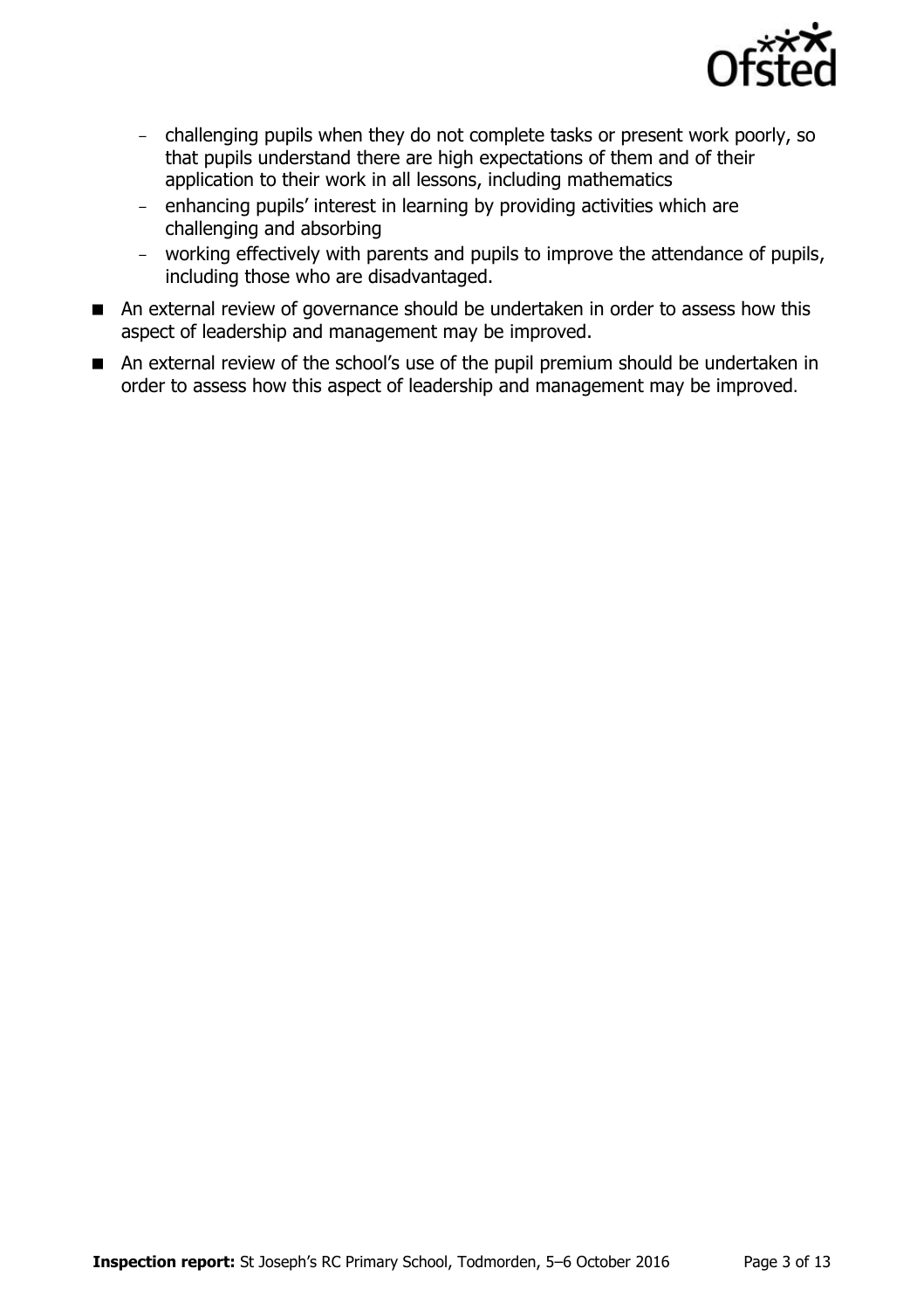- challenging pupils when they do not complete tasks or present work poorly, so that pupils understand there are high expectations of them and of their application to their work in all lessons, including mathematics
  - enhancing pupils' interest in learning by providing activities which are challenging and absorbing
  - working effectively with parents and pupils to improve the attendance of pupils, including those who are disadvantaged.
- An external review of governance should be undertaken in order to assess how this aspect of leadership and management may be improved.
- An external review of the school's use of the pupil premium should be undertaken in order to assess how this aspect of leadership and management may be improved.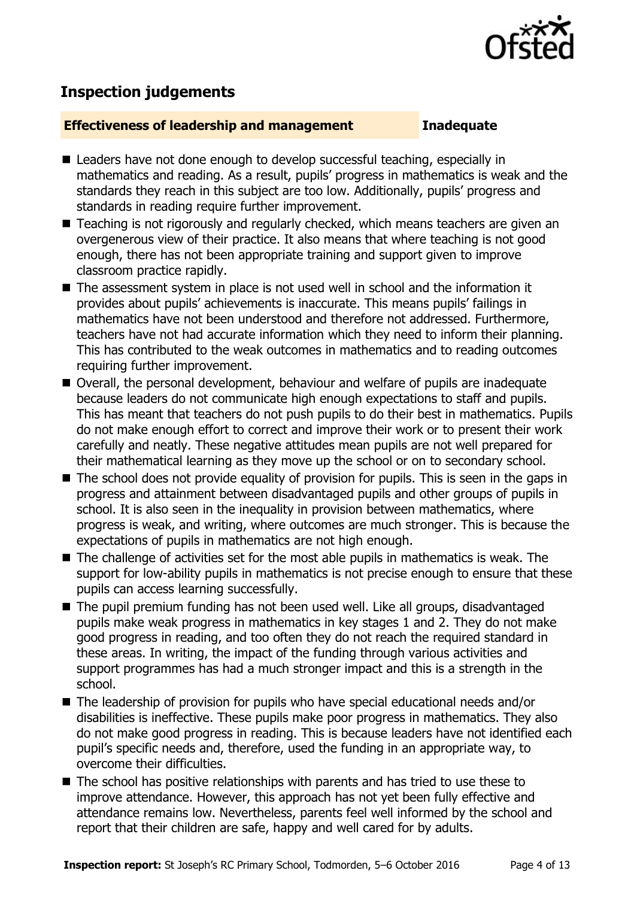## Inspection judgements

**Effectiveness of leadership and management** **Inadequate**

- Leaders have not done enough to develop successful teaching, especially in mathematics and reading. As a result, pupils' progress in mathematics is weak and the standards they reach in this subject are too low. Additionally, pupils' progress and standards in reading require further improvement.
- Teaching is not rigorously and regularly checked, which means teachers are given an overgenerous view of their practice. It also means that where teaching is not good enough, there has not been appropriate training and support given to improve classroom practice rapidly.
- The assessment system in place is not used well in school and the information it provides about pupils' achievements is inaccurate. This means pupils' failings in mathematics have not been understood and therefore not addressed. Furthermore, teachers have not had accurate information which they need to inform their planning. This has contributed to the weak outcomes in mathematics and to reading outcomes requiring further improvement.
- Overall, the personal development, behaviour and welfare of pupils are inadequate because leaders do not communicate high enough expectations to staff and pupils. This has meant that teachers do not push pupils to do their best in mathematics. Pupils do not make enough effort to correct and improve their work or to present their work carefully and neatly. These negative attitudes mean pupils are not well prepared for their mathematical learning as they move up the school or on to secondary school.
- The school does not provide equality of provision for pupils. This is seen in the gaps in progress and attainment between disadvantaged pupils and other groups of pupils in school. It is also seen in the inequality in provision between mathematics, where progress is weak, and writing, where outcomes are much stronger. This is because the expectations of pupils in mathematics are not high enough.
- The challenge of activities set for the most able pupils in mathematics is weak. The support for low-ability pupils in mathematics is not precise enough to ensure that these pupils can access learning successfully.
- The pupil premium funding has not been used well. Like all groups, disadvantaged pupils make weak progress in mathematics in key stages 1 and 2. They do not make good progress in reading, and too often they do not reach the required standard in these areas. In writing, the impact of the funding through various activities and support programmes has had a much stronger impact and this is a strength in the school.
- The leadership of provision for pupils who have special educational needs and/or disabilities is ineffective. These pupils make poor progress in mathematics. They also do not make good progress in reading. This is because leaders have not identified each pupil's specific needs and, therefore, used the funding in an appropriate way, to overcome their difficulties.
- The school has positive relationships with parents and has tried to use these to improve attendance. However, this approach has not yet been fully effective and attendance remains low. Nevertheless, parents feel well informed by the school and report that their children are safe, happy and well cared for by adults.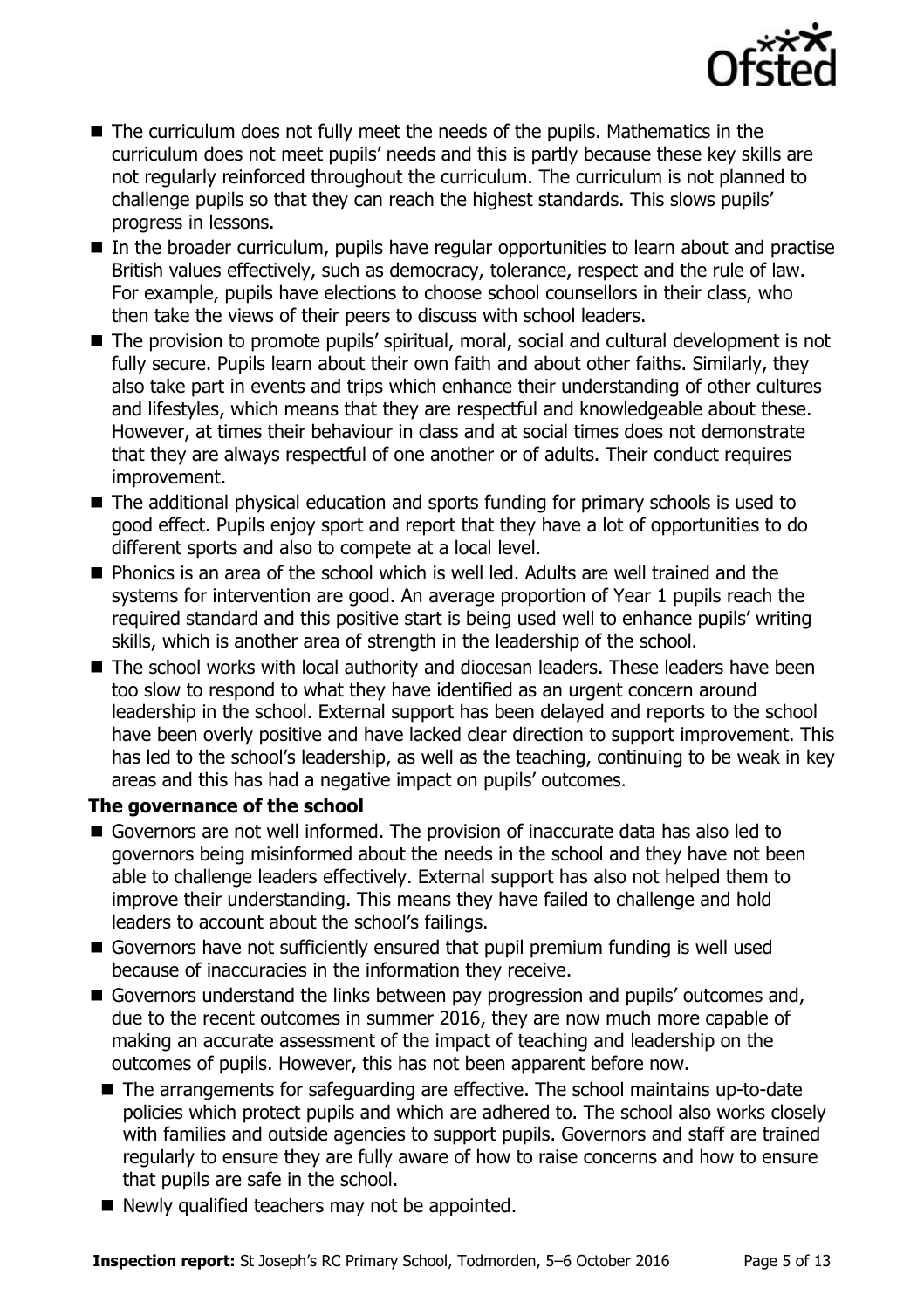- The curriculum does not fully meet the needs of the pupils. Mathematics in the curriculum does not meet pupils' needs and this is partly because these key skills are not regularly reinforced throughout the curriculum. The curriculum is not planned to challenge pupils so that they can reach the highest standards. This slows pupils' progress in lessons.
- In the broader curriculum, pupils have regular opportunities to learn about and practise British values effectively, such as democracy, tolerance, respect and the rule of law. For example, pupils have elections to choose school counsellors in their class, who then take the views of their peers to discuss with school leaders.
- The provision to promote pupils' spiritual, moral, social and cultural development is not fully secure. Pupils learn about their own faith and about other faiths. Similarly, they also take part in events and trips which enhance their understanding of other cultures and lifestyles, which means that they are respectful and knowledgeable about these. However, at times their behaviour in class and at social times does not demonstrate that they are always respectful of one another or of adults. Their conduct requires improvement.
- The additional physical education and sports funding for primary schools is used to good effect. Pupils enjoy sport and report that they have a lot of opportunities to do different sports and also to compete at a local level.
- Phonics is an area of the school which is well led. Adults are well trained and the systems for intervention are good. An average proportion of Year 1 pupils reach the required standard and this positive start is being used well to enhance pupils' writing skills, which is another area of strength in the leadership of the school.
- The school works with local authority and diocesan leaders. These leaders have been too slow to respond to what they have identified as an urgent concern around leadership in the school. External support has been delayed and reports to the school have been overly positive and have lacked clear direction to support improvement. This has led to the school's leadership, as well as the teaching, continuing to be weak in key areas and this has had a negative impact on pupils' outcomes.

**The governance of the school**

- Governors are not well informed. The provision of inaccurate data has also led to governors being misinformed about the needs in the school and they have not been able to challenge leaders effectively. External support has also not helped them to improve their understanding. This means they have failed to challenge and hold leaders to account about the school's failings.
- Governors have not sufficiently ensured that pupil premium funding is well used because of inaccuracies in the information they receive.
- Governors understand the links between pay progression and pupils' outcomes and, due to the recent outcomes in summer 2016, they are now much more capable of making an accurate assessment of the impact of teaching and leadership on the outcomes of pupils. However, this has not been apparent before now.
  - The arrangements for safeguarding are effective. The school maintains up-to-date policies which protect pupils and which are adhered to. The school also works closely with families and outside agencies to support pupils. Governors and staff are trained regularly to ensure they are fully aware of how to raise concerns and how to ensure that pupils are safe in the school.
  - Newly qualified teachers may not be appointed.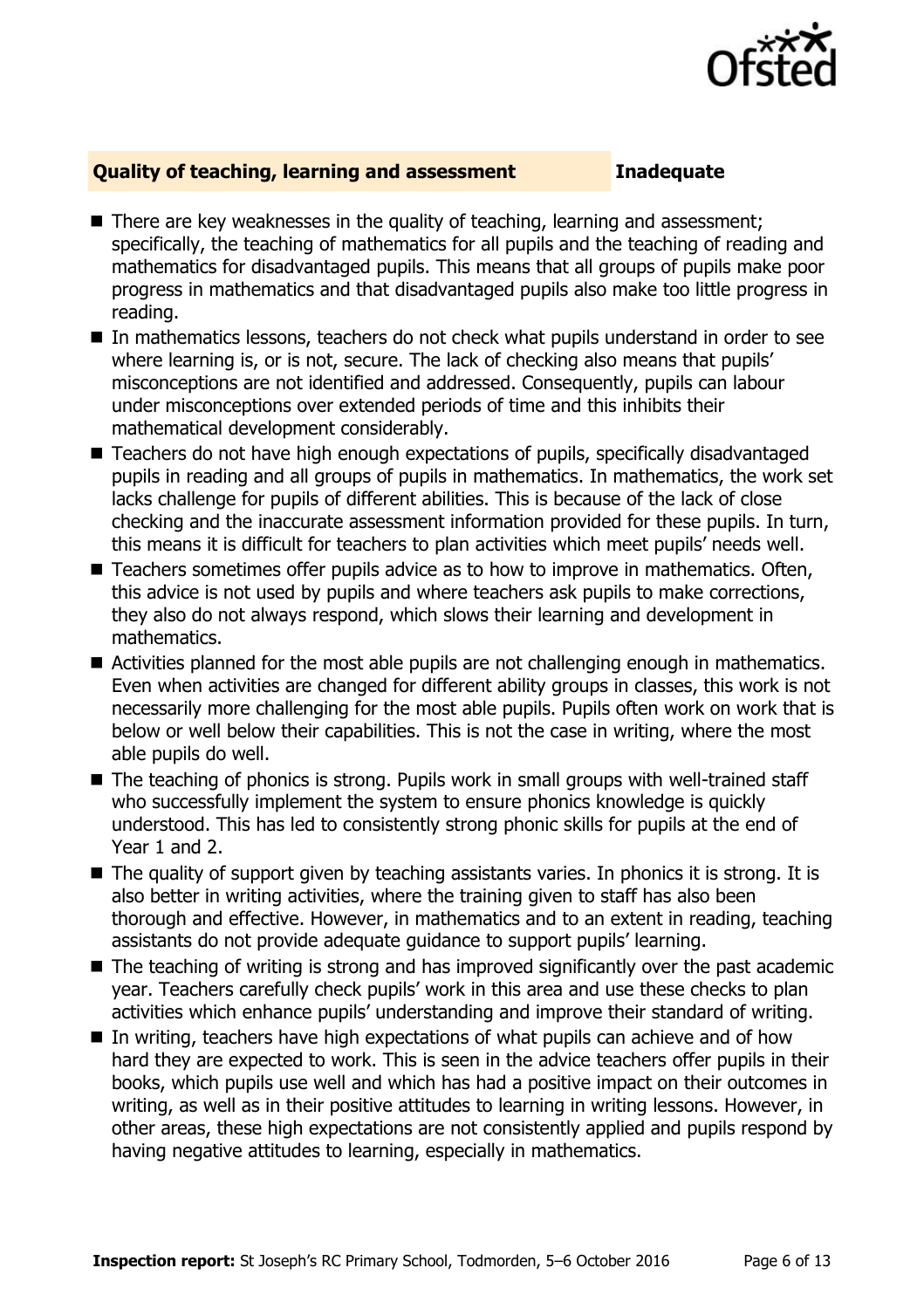## Quality of teaching, learning and assessment — Inadequate

- There are key weaknesses in the quality of teaching, learning and assessment; specifically, the teaching of mathematics for all pupils and the teaching of reading and mathematics for disadvantaged pupils. This means that all groups of pupils make poor progress in mathematics and that disadvantaged pupils also make too little progress in reading.
- In mathematics lessons, teachers do not check what pupils understand in order to see where learning is, or is not, secure. The lack of checking also means that pupils' misconceptions are not identified and addressed. Consequently, pupils can labour under misconceptions over extended periods of time and this inhibits their mathematical development considerably.
- Teachers do not have high enough expectations of pupils, specifically disadvantaged pupils in reading and all groups of pupils in mathematics. In mathematics, the work set lacks challenge for pupils of different abilities. This is because of the lack of close checking and the inaccurate assessment information provided for these pupils. In turn, this means it is difficult for teachers to plan activities which meet pupils' needs well.
- Teachers sometimes offer pupils advice as to how to improve in mathematics. Often, this advice is not used by pupils and where teachers ask pupils to make corrections, they also do not always respond, which slows their learning and development in mathematics.
- Activities planned for the most able pupils are not challenging enough in mathematics. Even when activities are changed for different ability groups in classes, this work is not necessarily more challenging for the most able pupils. Pupils often work on work that is below or well below their capabilities. This is not the case in writing, where the most able pupils do well.
- The teaching of phonics is strong. Pupils work in small groups with well-trained staff who successfully implement the system to ensure phonics knowledge is quickly understood. This has led to consistently strong phonic skills for pupils at the end of Year 1 and 2.
- The quality of support given by teaching assistants varies. In phonics it is strong. It is also better in writing activities, where the training given to staff has also been thorough and effective. However, in mathematics and to an extent in reading, teaching assistants do not provide adequate guidance to support pupils' learning.
- The teaching of writing is strong and has improved significantly over the past academic year. Teachers carefully check pupils' work in this area and use these checks to plan activities which enhance pupils' understanding and improve their standard of writing.
- In writing, teachers have high expectations of what pupils can achieve and of how hard they are expected to work. This is seen in the advice teachers offer pupils in their books, which pupils use well and which has had a positive impact on their outcomes in writing, as well as in their positive attitudes to learning in writing lessons. However, in other areas, these high expectations are not consistently applied and pupils respond by having negative attitudes to learning, especially in mathematics.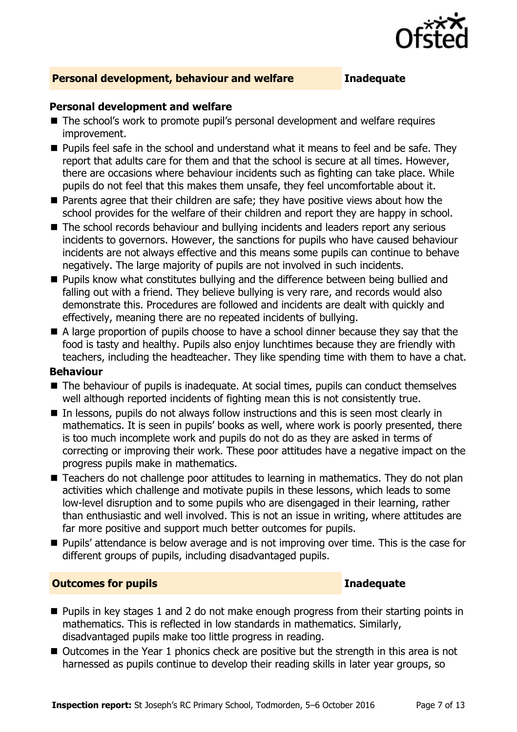## Personal development, behaviour and welfare — Inadequate

### Personal development and welfare

- The school's work to promote pupil's personal development and welfare requires improvement.
- Pupils feel safe in the school and understand what it means to feel and be safe. They report that adults care for them and that the school is secure at all times. However, there are occasions where behaviour incidents such as fighting can take place. While pupils do not feel that this makes them unsafe, they feel uncomfortable about it.
- Parents agree that their children are safe; they have positive views about how the school provides for the welfare of their children and report they are happy in school.
- The school records behaviour and bullying incidents and leaders report any serious incidents to governors. However, the sanctions for pupils who have caused behaviour incidents are not always effective and this means some pupils can continue to behave negatively. The large majority of pupils are not involved in such incidents.
- Pupils know what constitutes bullying and the difference between being bullied and falling out with a friend. They believe bullying is very rare, and records would also demonstrate this. Procedures are followed and incidents are dealt with quickly and effectively, meaning there are no repeated incidents of bullying.
- A large proportion of pupils choose to have a school dinner because they say that the food is tasty and healthy. Pupils also enjoy lunchtimes because they are friendly with teachers, including the headteacher. They like spending time with them to have a chat.

### Behaviour

- The behaviour of pupils is inadequate. At social times, pupils can conduct themselves well although reported incidents of fighting mean this is not consistently true.
- In lessons, pupils do not always follow instructions and this is seen most clearly in mathematics. It is seen in pupils' books as well, where work is poorly presented, there is too much incomplete work and pupils do not do as they are asked in terms of correcting or improving their work. These poor attitudes have a negative impact on the progress pupils make in mathematics.
- Teachers do not challenge poor attitudes to learning in mathematics. They do not plan activities which challenge and motivate pupils in these lessons, which leads to some low-level disruption and to some pupils who are disengaged in their learning, rather than enthusiastic and well involved. This is not an issue in writing, where attitudes are far more positive and support much better outcomes for pupils.
- Pupils' attendance is below average and is not improving over time. This is the case for different groups of pupils, including disadvantaged pupils.

## Outcomes for pupils — Inadequate

- Pupils in key stages 1 and 2 do not make enough progress from their starting points in mathematics. This is reflected in low standards in mathematics. Similarly, disadvantaged pupils make too little progress in reading.
- Outcomes in the Year 1 phonics check are positive but the strength in this area is not harnessed as pupils continue to develop their reading skills in later year groups, so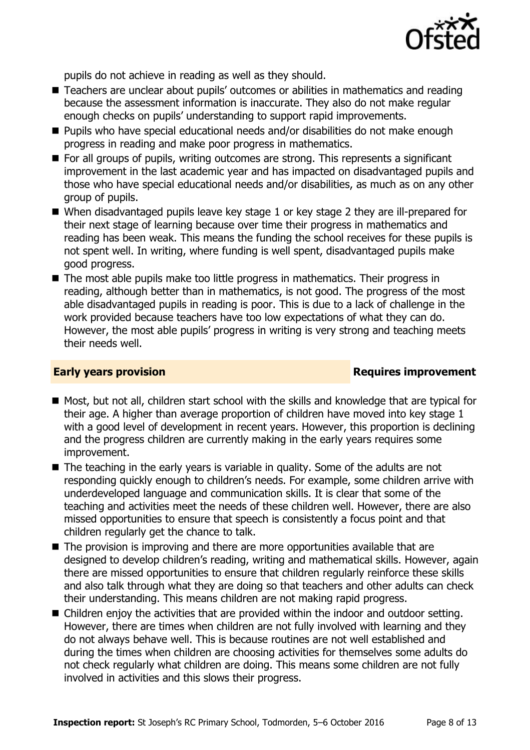pupils do not achieve in reading as well as they should.

- Teachers are unclear about pupils' outcomes or abilities in mathematics and reading because the assessment information is inaccurate. They also do not make regular enough checks on pupils' understanding to support rapid improvements.
- Pupils who have special educational needs and/or disabilities do not make enough progress in reading and make poor progress in mathematics.
- For all groups of pupils, writing outcomes are strong. This represents a significant improvement in the last academic year and has impacted on disadvantaged pupils and those who have special educational needs and/or disabilities, as much as on any other group of pupils.
- When disadvantaged pupils leave key stage 1 or key stage 2 they are ill-prepared for their next stage of learning because over time their progress in mathematics and reading has been weak. This means the funding the school receives for these pupils is not spent well. In writing, where funding is well spent, disadvantaged pupils make good progress.
- The most able pupils make too little progress in mathematics. Their progress in reading, although better than in mathematics, is not good. The progress of the most able disadvantaged pupils in reading is poor. This is due to a lack of challenge in the work provided because teachers have too low expectations of what they can do. However, the most able pupils' progress in writing is very strong and teaching meets their needs well.

## Early years provision — Requires improvement

- Most, but not all, children start school with the skills and knowledge that are typical for their age. A higher than average proportion of children have moved into key stage 1 with a good level of development in recent years. However, this proportion is declining and the progress children are currently making in the early years requires some improvement.
- The teaching in the early years is variable in quality. Some of the adults are not responding quickly enough to children's needs. For example, some children arrive with underdeveloped language and communication skills. It is clear that some of the teaching and activities meet the needs of these children well. However, there are also missed opportunities to ensure that speech is consistently a focus point and that children regularly get the chance to talk.
- The provision is improving and there are more opportunities available that are designed to develop children's reading, writing and mathematical skills. However, again there are missed opportunities to ensure that children regularly reinforce these skills and also talk through what they are doing so that teachers and other adults can check their understanding. This means children are not making rapid progress.
- Children enjoy the activities that are provided within the indoor and outdoor setting. However, there are times when children are not fully involved with learning and they do not always behave well. This is because routines are not well established and during the times when children are choosing activities for themselves some adults do not check regularly what children are doing. This means some children are not fully involved in activities and this slows their progress.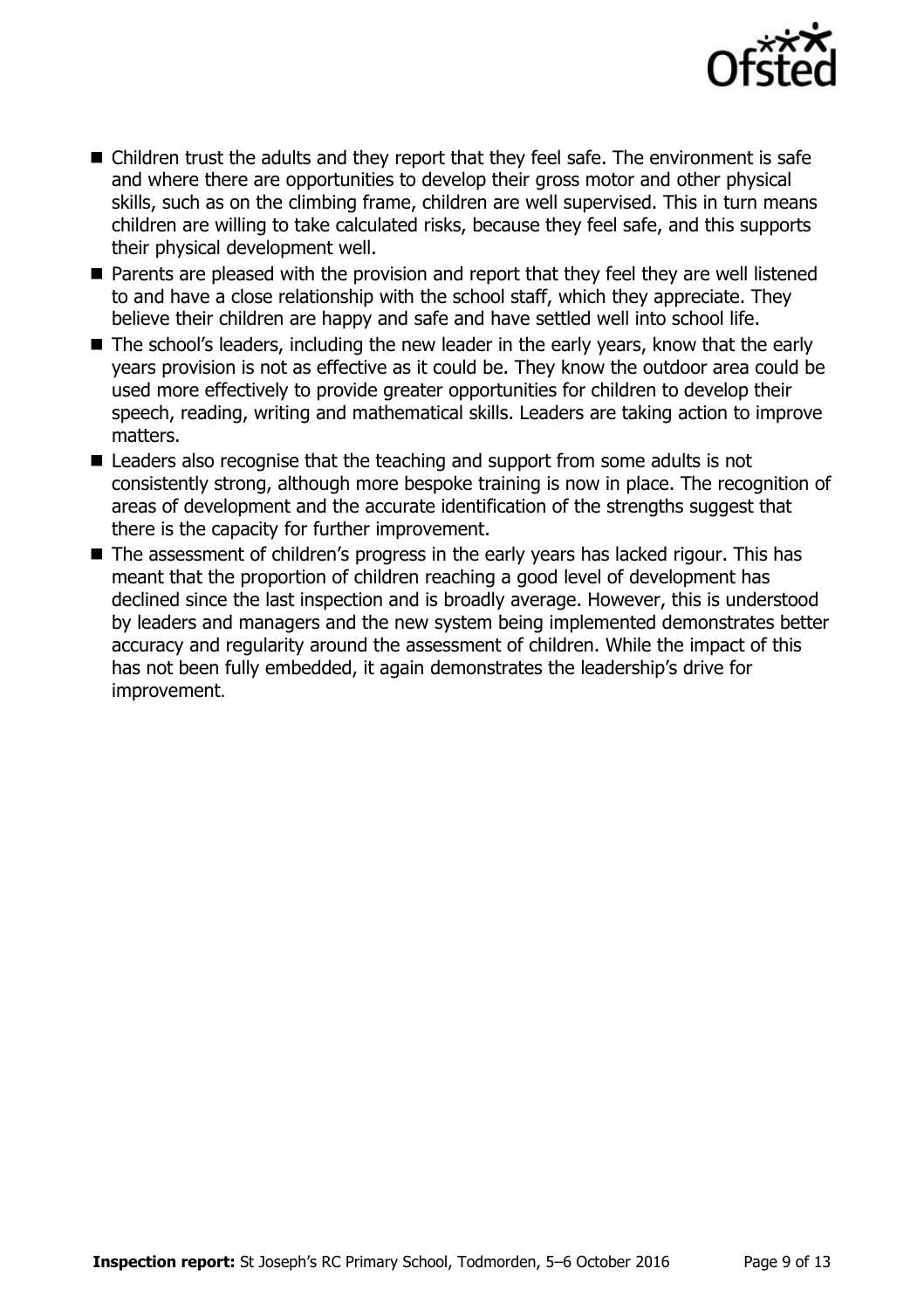- Children trust the adults and they report that they feel safe. The environment is safe and where there are opportunities to develop their gross motor and other physical skills, such as on the climbing frame, children are well supervised. This in turn means children are willing to take calculated risks, because they feel safe, and this supports their physical development well.
- Parents are pleased with the provision and report that they feel they are well listened to and have a close relationship with the school staff, which they appreciate. They believe their children are happy and safe and have settled well into school life.
- The school's leaders, including the new leader in the early years, know that the early years provision is not as effective as it could be. They know the outdoor area could be used more effectively to provide greater opportunities for children to develop their speech, reading, writing and mathematical skills. Leaders are taking action to improve matters.
- Leaders also recognise that the teaching and support from some adults is not consistently strong, although more bespoke training is now in place. The recognition of areas of development and the accurate identification of the strengths suggest that there is the capacity for further improvement.
- The assessment of children's progress in the early years has lacked rigour. This has meant that the proportion of children reaching a good level of development has declined since the last inspection and is broadly average. However, this is understood by leaders and managers and the new system being implemented demonstrates better accuracy and regularity around the assessment of children. While the impact of this has not been fully embedded, it again demonstrates the leadership's drive for improvement.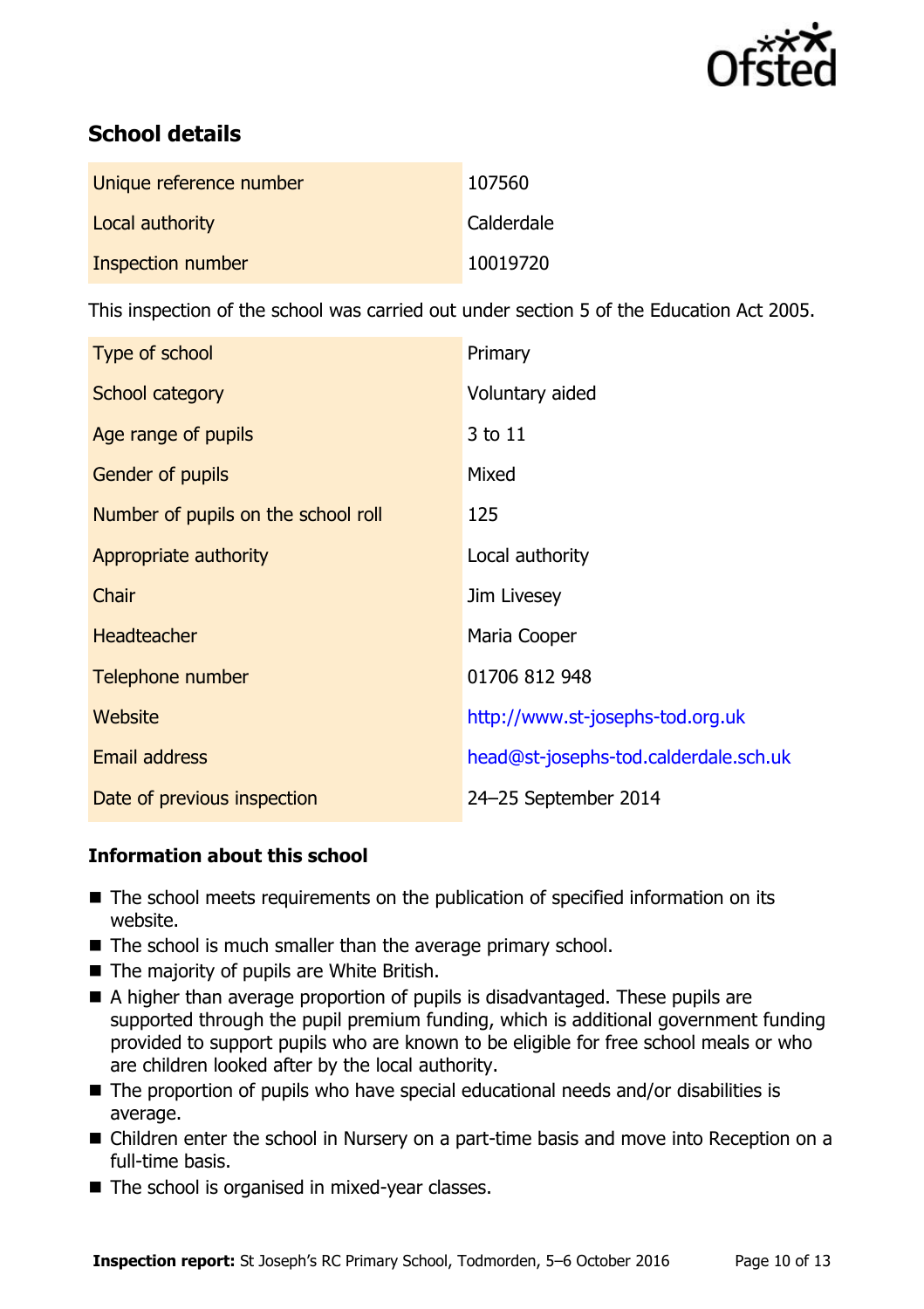## School details

| | |
|---|---|
| Unique reference number | 107560 |
| Local authority | Calderdale |
| Inspection number | 10019720 |

This inspection of the school was carried out under section 5 of the Education Act 2005.

| | |
|---|---|
| Type of school | Primary |
| School category | Voluntary aided |
| Age range of pupils | 3 to 11 |
| Gender of pupils | Mixed |
| Number of pupils on the school roll | 125 |
| Appropriate authority | Local authority |
| Chair | Jim Livesey |
| Headteacher | Maria Cooper |
| Telephone number | 01706 812 948 |
| Website | http://www.st-josephs-tod.org.uk |
| Email address | head@st-josephs-tod.calderdale.sch.uk |
| Date of previous inspection | 24–25 September 2014 |

### Information about this school

- The school meets requirements on the publication of specified information on its website.
- The school is much smaller than the average primary school.
- The majority of pupils are White British.
- A higher than average proportion of pupils is disadvantaged. These pupils are supported through the pupil premium funding, which is additional government funding provided to support pupils who are known to be eligible for free school meals or who are children looked after by the local authority.
- The proportion of pupils who have special educational needs and/or disabilities is average.
- Children enter the school in Nursery on a part-time basis and move into Reception on a full-time basis.
- The school is organised in mixed-year classes.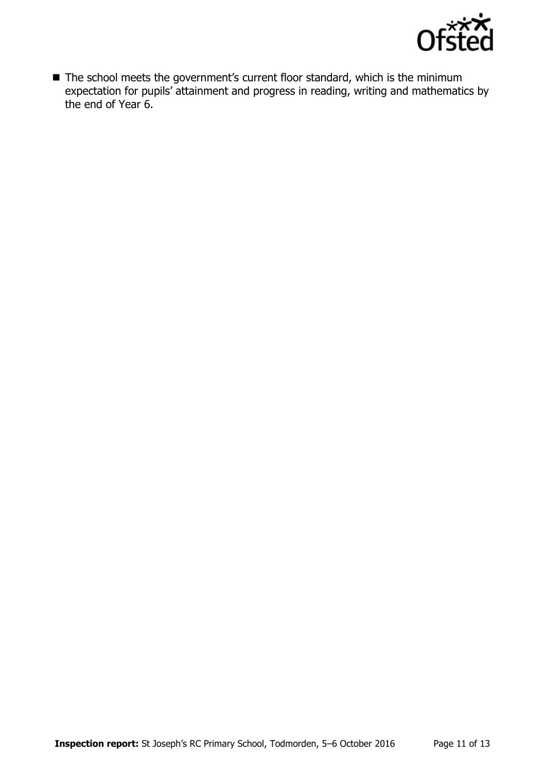- The school meets the government's current floor standard, which is the minimum expectation for pupils' attainment and progress in reading, writing and mathematics by the end of Year 6.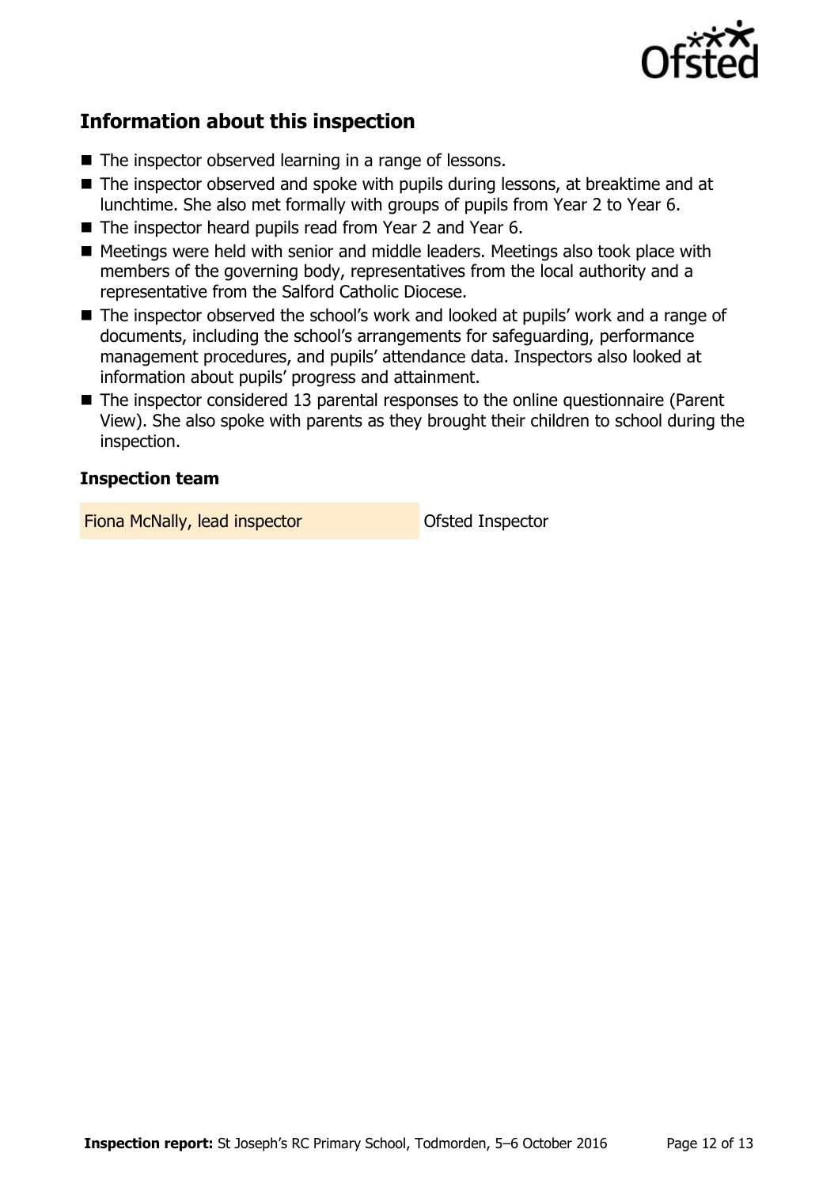## Information about this inspection

- The inspector observed learning in a range of lessons.
- The inspector observed and spoke with pupils during lessons, at breaktime and at lunchtime. She also met formally with groups of pupils from Year 2 to Year 6.
- The inspector heard pupils read from Year 2 and Year 6.
- Meetings were held with senior and middle leaders. Meetings also took place with members of the governing body, representatives from the local authority and a representative from the Salford Catholic Diocese.
- The inspector observed the school's work and looked at pupils' work and a range of documents, including the school's arrangements for safeguarding, performance management procedures, and pupils' attendance data. Inspectors also looked at information about pupils' progress and attainment.
- The inspector considered 13 parental responses to the online questionnaire (Parent View). She also spoke with parents as they brought their children to school during the inspection.

### Inspection team

| | |
|---|---|
| Fiona McNally, lead inspector | Ofsted Inspector |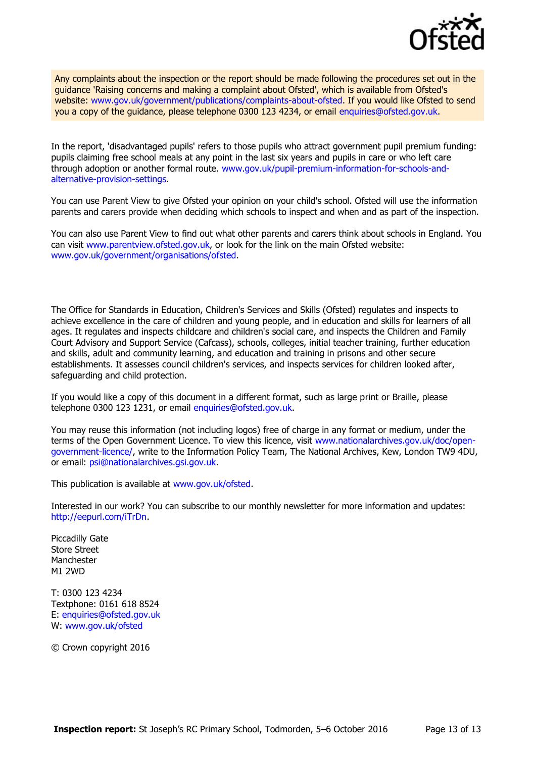Any complaints about the inspection or the report should be made following the procedures set out in the guidance 'Raising concerns and making a complaint about Ofsted', which is available from Ofsted's website: www.gov.uk/government/publications/complaints-about-ofsted. If you would like Ofsted to send you a copy of the guidance, please telephone 0300 123 4234, or email enquiries@ofsted.gov.uk.

In the report, 'disadvantaged pupils' refers to those pupils who attract government pupil premium funding: pupils claiming free school meals at any point in the last six years and pupils in care or who left care through adoption or another formal route. www.gov.uk/pupil-premium-information-for-schools-and-alternative-provision-settings.

You can use Parent View to give Ofsted your opinion on your child's school. Ofsted will use the information parents and carers provide when deciding which schools to inspect and when and as part of the inspection.

You can also use Parent View to find out what other parents and carers think about schools in England. You can visit www.parentview.ofsted.gov.uk, or look for the link on the main Ofsted website: www.gov.uk/government/organisations/ofsted.

The Office for Standards in Education, Children's Services and Skills (Ofsted) regulates and inspects to achieve excellence in the care of children and young people, and in education and skills for learners of all ages. It regulates and inspects childcare and children's social care, and inspects the Children and Family Court Advisory and Support Service (Cafcass), schools, colleges, initial teacher training, further education and skills, adult and community learning, and education and training in prisons and other secure establishments. It assesses council children's services, and inspects services for children looked after, safeguarding and child protection.

If you would like a copy of this document in a different format, such as large print or Braille, please telephone 0300 123 1231, or email enquiries@ofsted.gov.uk.

You may reuse this information (not including logos) free of charge in any format or medium, under the terms of the Open Government Licence. To view this licence, visit www.nationalarchives.gov.uk/doc/open-government-licence/, write to the Information Policy Team, The National Archives, Kew, London TW9 4DU, or email: psi@nationalarchives.gsi.gov.uk.

This publication is available at www.gov.uk/ofsted.

Interested in our work? You can subscribe to our monthly newsletter for more information and updates: http://eepurl.com/iTrDn.

Piccadilly Gate
Store Street
Manchester
M1 2WD

T: 0300 123 4234
Textphone: 0161 618 8524
E: enquiries@ofsted.gov.uk
W: www.gov.uk/ofsted

© Crown copyright 2016